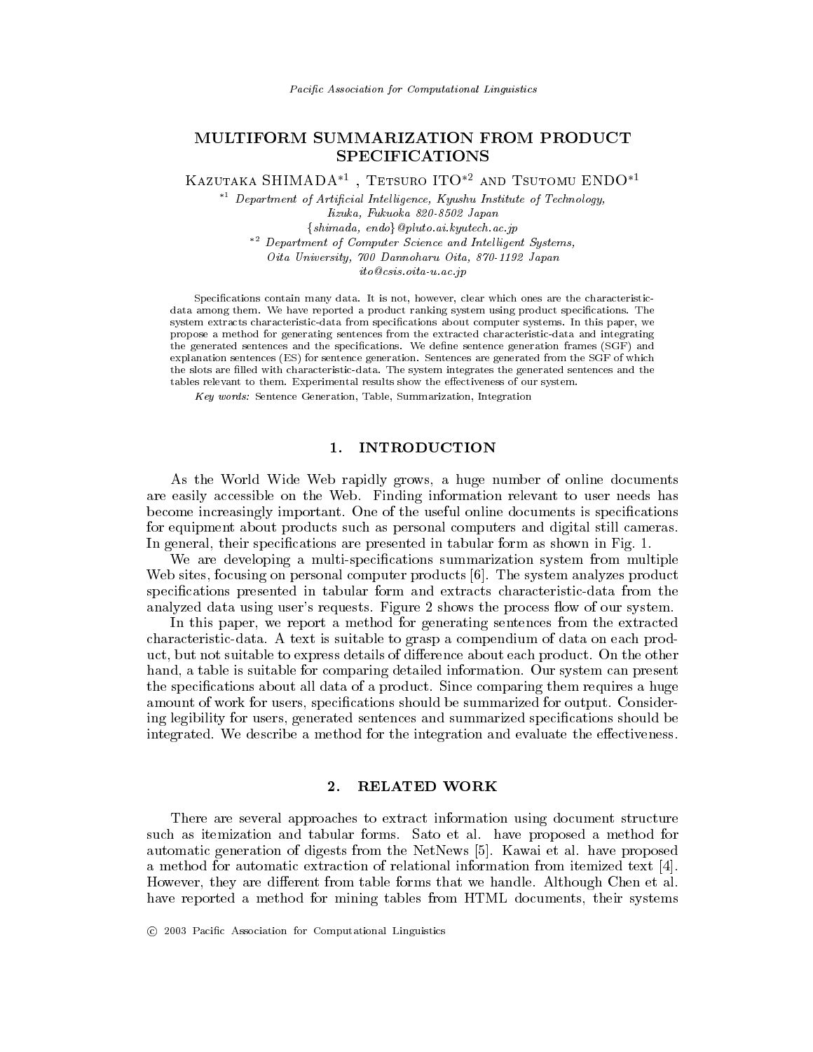# MULTIFORM SUMMARIZATION FROM PRODUCT SPECIFICATIONS

Kazutaka SHIMADA[*1], Tetsuro ITO[*2] and Tsutomu ENDO[*1]

[*1] *Department of Artificial Intelligence, Kyushu Institute of Technology, Iizuka, Fukuoka 820-8502 Japan*
*{shimada, endo}@pluto.ai.kyutech.ac.jp*

[*2] *Department of Computer Science and Intelligent Systems, Oita University, 700 Dannoharu Oita, 870-1192 Japan*
*ito@csis.oita-u.ac.jp*

Specifications contain many data. It is not, however, clear which ones are the characteristic-data among them. We have reported a product ranking system using product specifications. The system extracts characteristic-data from specifications about computer systems. In this paper, we propose a method for generating sentences from the extracted characteristic-data and integrating the generated sentences and the specifications. We define sentence generation frames (SGF) and explanation sentences (ES) for sentence generation. Sentences are generated from the SGF of which the slots are filled with characteristic-data. The system integrates the generated sentences and the tables relevant to them. Experimental results show the effectiveness of our system.

*Key words:* Sentence Generation, Table, Summarization, Integration

## 1. INTRODUCTION

As the World Wide Web rapidly grows, a huge number of online documents are easily accessible on the Web. Finding information relevant to user needs has become increasingly important. One of the useful online documents is specifications for equipment about products such as personal computers and digital still cameras. In general, their specifications are presented in tabular form as shown in Fig. 1.

We are developing a multi-specifications summarization system from multiple Web sites, focusing on personal computer products [6]. The system analyzes product specifications presented in tabular form and extracts characteristic-data from the analyzed data using user's requests. Figure 2 shows the process flow of our system.

In this paper, we report a method for generating sentences from the extracted characteristic-data. A text is suitable to grasp a compendium of data on each product, but not suitable to express details of difference about each product. On the other hand, a table is suitable for comparing detailed information. Our system can present the specifications about all data of a product. Since comparing them requires a huge amount of work for users, specifications should be summarized for output. Considering legibility for users, generated sentences and summarized specifications should be integrated. We describe a method for the integration and evaluate the effectiveness.

## 2. RELATED WORK

There are several approaches to extract information using document structure such as itemization and tabular forms. Sato et al. have proposed a method for automatic generation of digests from the NetNews [5]. Kawai et al. have proposed a method for automatic extraction of relational information from itemized text [4]. However, they are different from table forms that we handle. Although Chen et al. have reported a method for mining tables from HTML documents, their systems

© 2003 Pacific Association for Computational Linguistics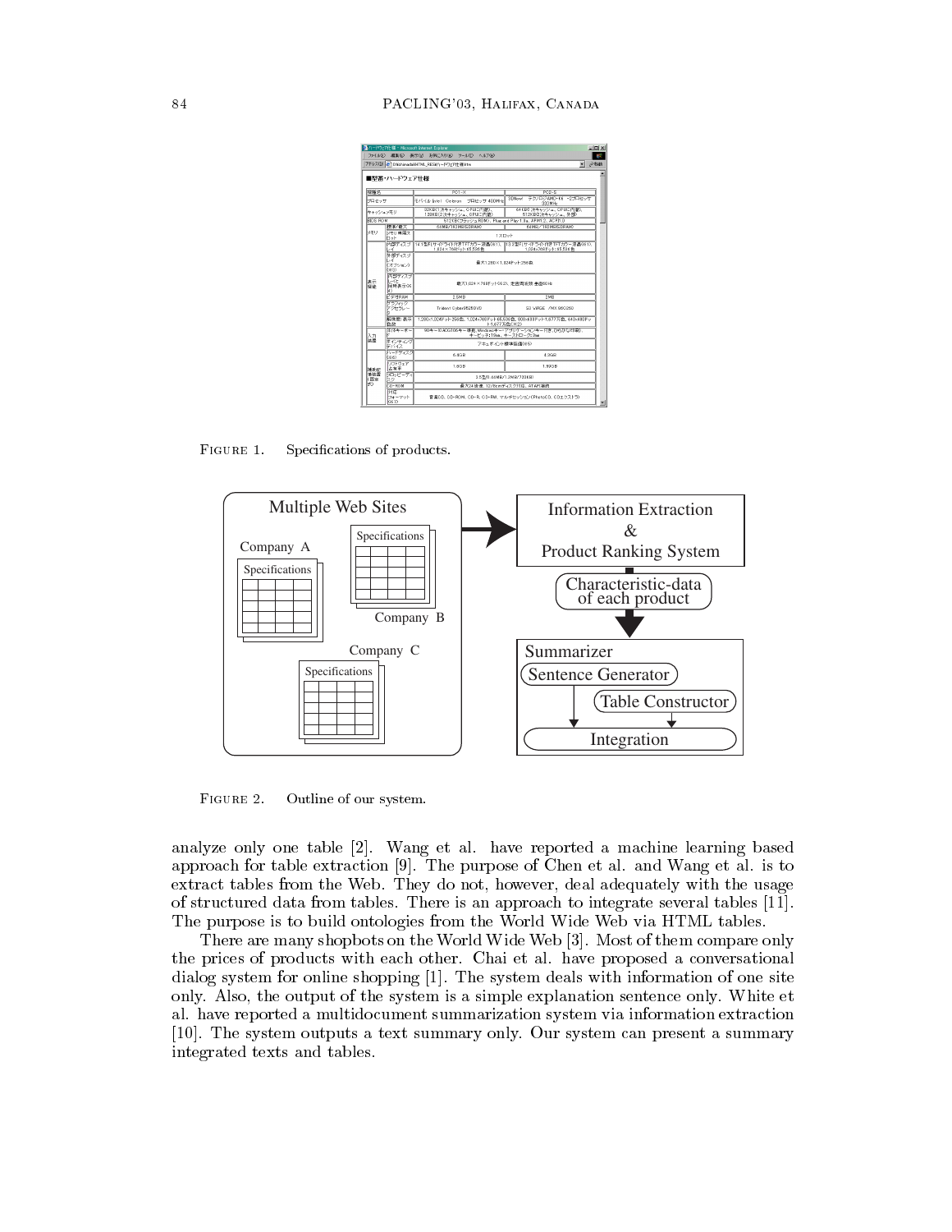FIGURE 1. Specifications of products.

FIGURE 2. Outline of our system.

analyze only one table [2]. Wang et al. have reported a machine learning based approach for table extraction [9]. The purpose of Chen et al. and Wang et al. is to extract tables from the Web. They do not, however, deal adequately with the usage of structured data from tables. There is an approach to integrate several tables [11]. The purpose is to build ontologies from the World Wide Web via HTML tables.

There are many shopbots on the World Wide Web [3]. Most of them compare only the prices of products with each other. Chai et al. have proposed a conversational dialog system for online shopping [1]. The system deals with information of one site only. Also, the output of the system is a simple explanation sentence only. White et al. have reported a multidocument summarization system via information extraction [10]. The system outputs a text summary only. Our system can present a summary integrated texts and tables.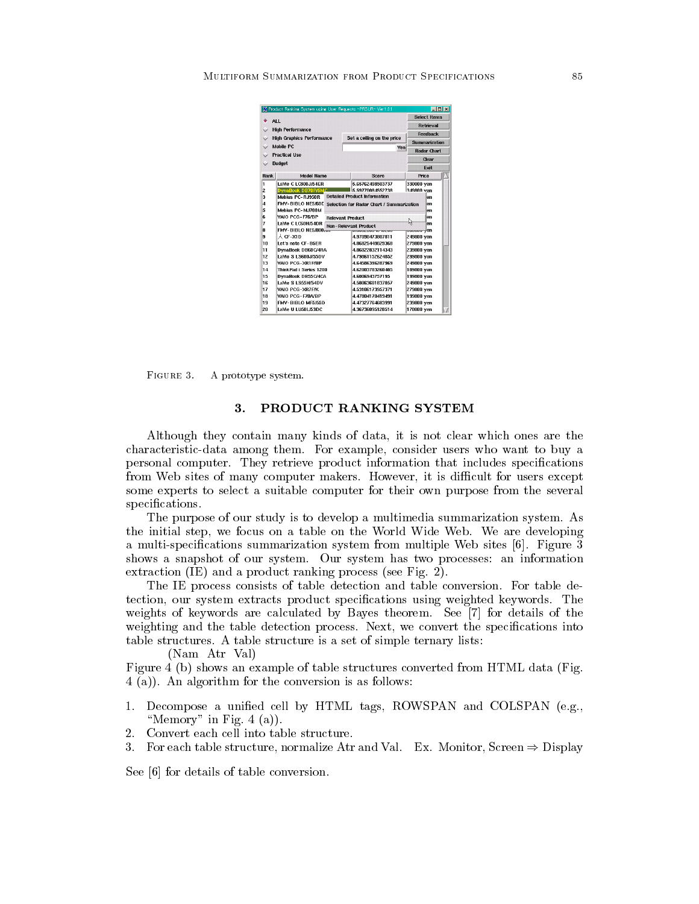FIGURE 3. A prototype system.

## 3. PRODUCT RANKING SYSTEM

Although they contain many kinds of data, it is not clear which ones are the characteristic-data among them. For example, consider users who want to buy a personal computer. They retrieve product information that includes specifications from Web sites of many computer makers. However, it is difficult for users except some experts to select a suitable computer for their own purpose from the several specifications.

The purpose of our study is to develop a multimedia summarization system. As the initial step, we focus on a table on the World Wide Web. We are developing a multi-specifications summarization system from multiple Web sites [6]. Figure 3 shows a snapshot of our system. Our system has two processes: an information extraction (IE) and a product ranking process (see Fig. 2).

The IE process consists of table detection and table conversion. For table detection, our system extracts product specifications using weighted keywords. The weights of keywords are calculated by Bayes theorem. See [7] for details of the weighting and the table detection process. Next, we convert the specifications into table structures. A table structure is a set of simple ternary lists:

(Nam Atr Val)

Figure 4 (b) shows an example of table structures converted from HTML data (Fig. 4 (a)). An algorithm for the conversion is as follows:

1. Decompose a unified cell by HTML tags, ROWSPAN and COLSPAN (e.g., "Memory" in Fig. 4 (a)).
2. Convert each cell into table structure.
3. For each table structure, normalize Atr and Val. Ex. Monitor, Screen ⇒ Display

See [6] for details of table conversion.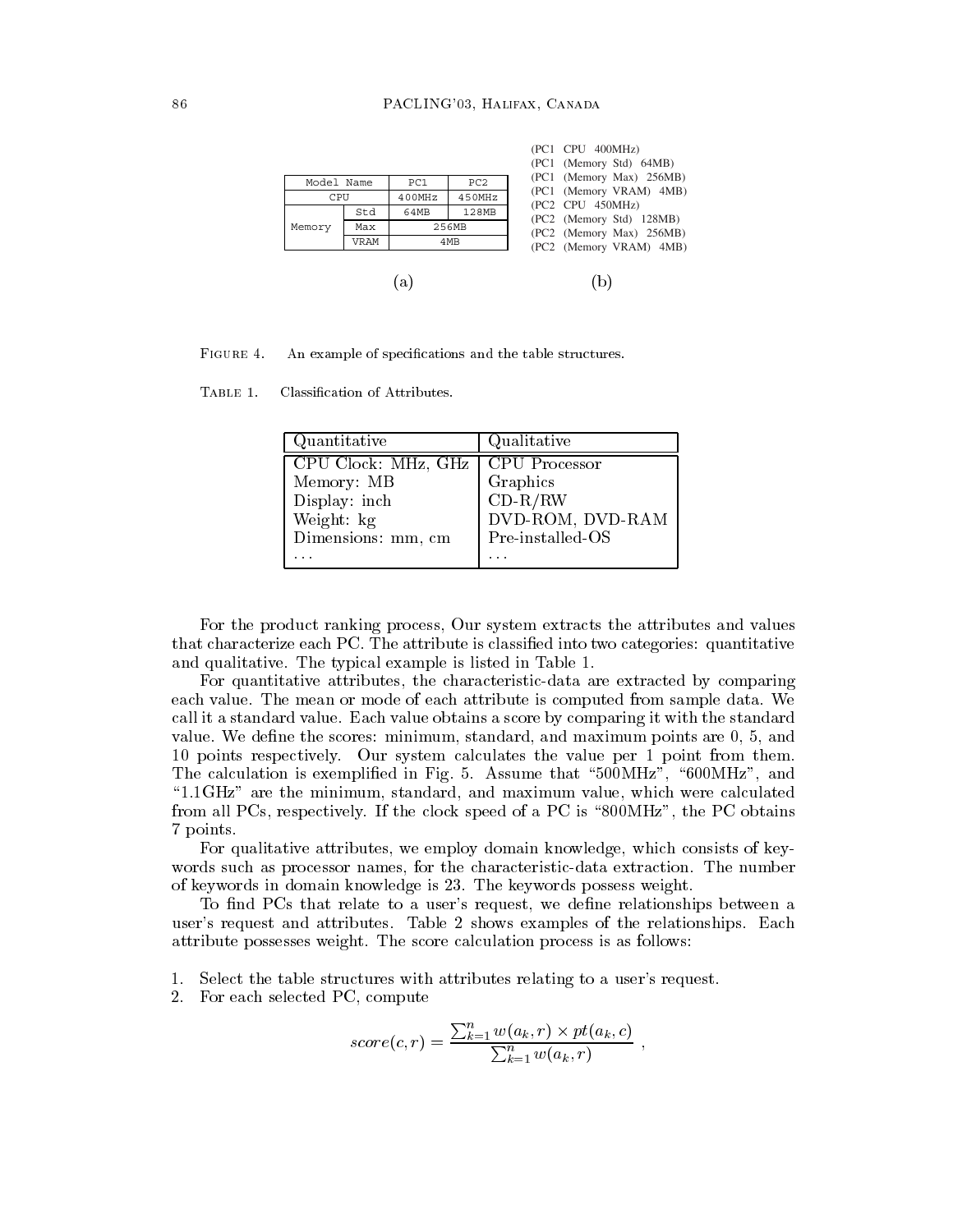| Model Name | | PC1 | PC2 |
| --- | --- | --- | --- |
| CPU | | 400MHz | 450MHz |
| Memory | Std | 64MB | 128MB |
| | Max | 256MB | |
| | VRAM | 4MB | |

(a)

(PC1 CPU 400MHz)
(PC1 (Memory Std) 64MB)
(PC1 (Memory Max) 256MB)
(PC1 (Memory VRAM) 4MB)
(PC2 CPU 450MHz)
(PC2 (Memory Std) 128MB)
(PC2 (Memory Max) 256MB)
(PC2 (Memory VRAM) 4MB)

(b)

FIGURE 4. An example of specifications and the table structures.

TABLE 1. Classification of Attributes.

| Quantitative | Qualitative |
| --- | --- |
| CPU Clock: MHz, GHz | CPU Processor |
| Memory: MB | Graphics |
| Display: inch | CD-R/RW |
| Weight: kg | DVD-ROM, DVD-RAM |
| Dimensions: mm, cm | Pre-installed-OS |
| ... | ... |

For the product ranking process, Our system extracts the attributes and values that characterize each PC. The attribute is classified into two categories: quantitative and qualitative. The typical example is listed in Table 1.

For quantitative attributes, the characteristic-data are extracted by comparing each value. The mean or mode of each attribute is computed from sample data. We call it a standard value. Each value obtains a score by comparing it with the standard value. We define the scores: minimum, standard, and maximum points are 0, 5, and 10 points respectively. Our system calculates the value per 1 point from them. The calculation is exemplified in Fig. 5. Assume that "500MHz", "600MHz", and "1.1GHz" are the minimum, standard, and maximum value, which were calculated from all PCs, respectively. If the clock speed of a PC is "800MHz", the PC obtains 7 points.

For qualitative attributes, we employ domain knowledge, which consists of keywords such as processor names, for the characteristic-data extraction. The number of keywords in domain knowledge is 23. The keywords possess weight.

To find PCs that relate to a user's request, we define relationships between a user's request and attributes. Table 2 shows examples of the relationships. Each attribute possesses weight. The score calculation process is as follows:

1. Select the table structures with attributes relating to a user's request.
2. For each selected PC, compute

$$score(c, r) = \frac{\sum_{k=1}^{n} w(a_k, r) \times pt(a_k, c)}{\sum_{k=1}^{n} w(a_k, r)} ,$$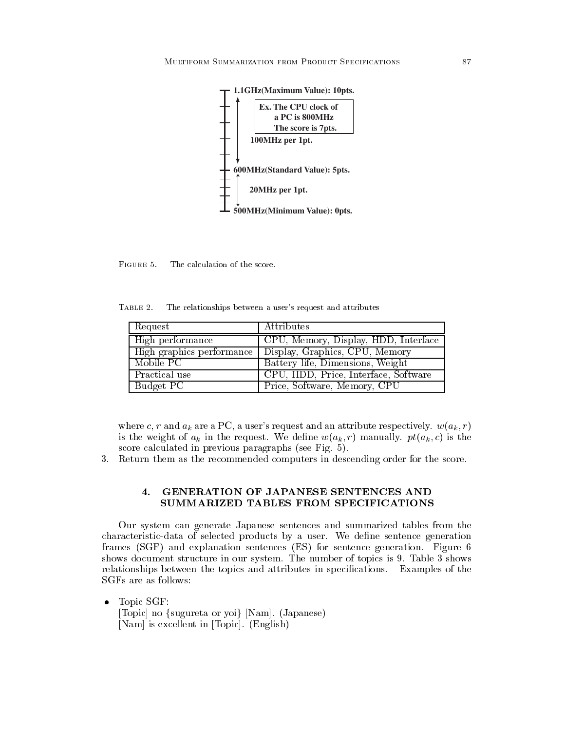1.1GHz(Maximum Value): 10pts.

Ex. The CPU clock of a PC is 800MHz The score is 7pts.

100MHz per 1pt.

600MHz(Standard Value): 5pts.

20MHz per 1pt.

500MHz(Minimum Value): 0pts.

FIGURE 5. The calculation of the score.

TABLE 2. The relationships between a user's request and attributes

| Request | Attributes |
|---|---|
| High performance | CPU, Memory, Display, HDD, Interface |
| High graphics performance | Display, Graphics, CPU, Memory |
| Mobile PC | Battery life, Dimensions, Weight |
| Practical use | CPU, HDD, Price, Interface, Software |
| Budget PC | Price, Software, Memory, CPU |

where $c$, $r$ and $a_k$ are a PC, a user's request and an attribute respectively. $w(a_k, r)$ is the weight of $a_k$ in the request. We define $w(a_k, r)$ manually. $pt(a_k, c)$ is the score calculated in previous paragraphs (see Fig. 5).

3. Return them as the recommended computers in descending order for the score.

## 4. GENERATION OF JAPANESE SENTENCES AND SUMMARIZED TABLES FROM SPECIFICATIONS

Our system can generate Japanese sentences and summarized tables from the characteristic-data of selected products by a user. We define sentence generation frames (SGF) and explanation sentences (ES) for sentence generation. Figure 6 shows document structure in our system. The number of topics is 9. Table 3 shows relationships between the topics and attributes in specifications. Examples of the SGFs are as follows:

- Topic SGF:
  [Topic] no {sugureta or yoi} [Nam]. (Japanese)
  [Nam] is excellent in [Topic]. (English)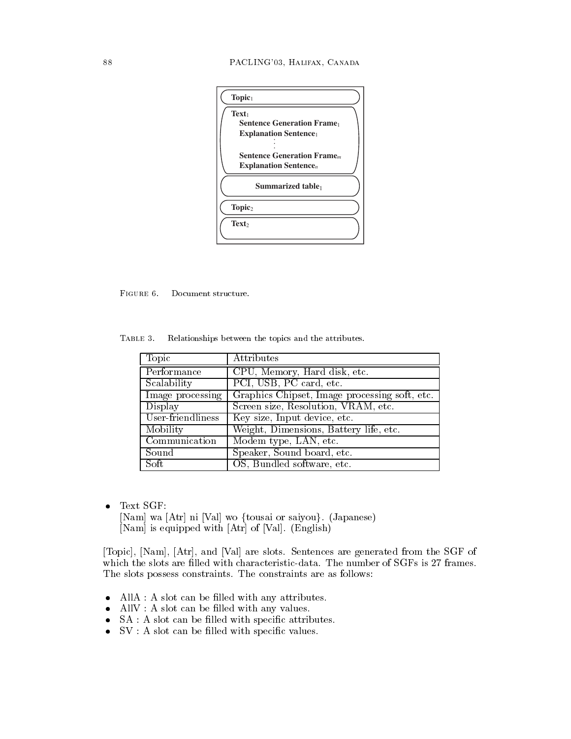Topic$_1$

Text$_1$
Sentence Generation Frame$_1$
Explanation Sentence$_1$
⋮
Sentence Generation Frame$_m$
Explanation Sentence$_n$

Summarized table$_1$

Topic$_2$

Text$_2$

FIGURE 6. Document structure.

TABLE 3. Relationships between the topics and the attributes.

| Topic | Attributes |
|---|---|
| Performance | CPU, Memory, Hard disk, etc. |
| Scalability | PCI, USB, PC card, etc. |
| Image processing | Graphics Chipset, Image processing soft, etc. |
| Display | Screen size, Resolution, VRAM, etc. |
| User-friendliness | Key size, Input device, etc. |
| Mobility | Weight, Dimensions, Battery life, etc. |
| Communication | Modem type, LAN, etc. |
| Sound | Speaker, Sound board, etc. |
| Soft | OS, Bundled software, etc. |

- Text SGF:
  [Nam] wa [Atr] ni [Val] wo {tousai or saiyou}. (Japanese)
  [Nam] is equipped with [Atr] of [Val]. (English)

[Topic], [Nam], [Atr], and [Val] are slots. Sentences are generated from the SGF of which the slots are filled with characteristic-data. The number of SGFs is 27 frames. The slots possess constraints. The constraints are as follows:

- AllA : A slot can be filled with any attributes.
- AllV : A slot can be filled with any values.
- SA : A slot can be filled with specific attributes.
- SV : A slot can be filled with specific values.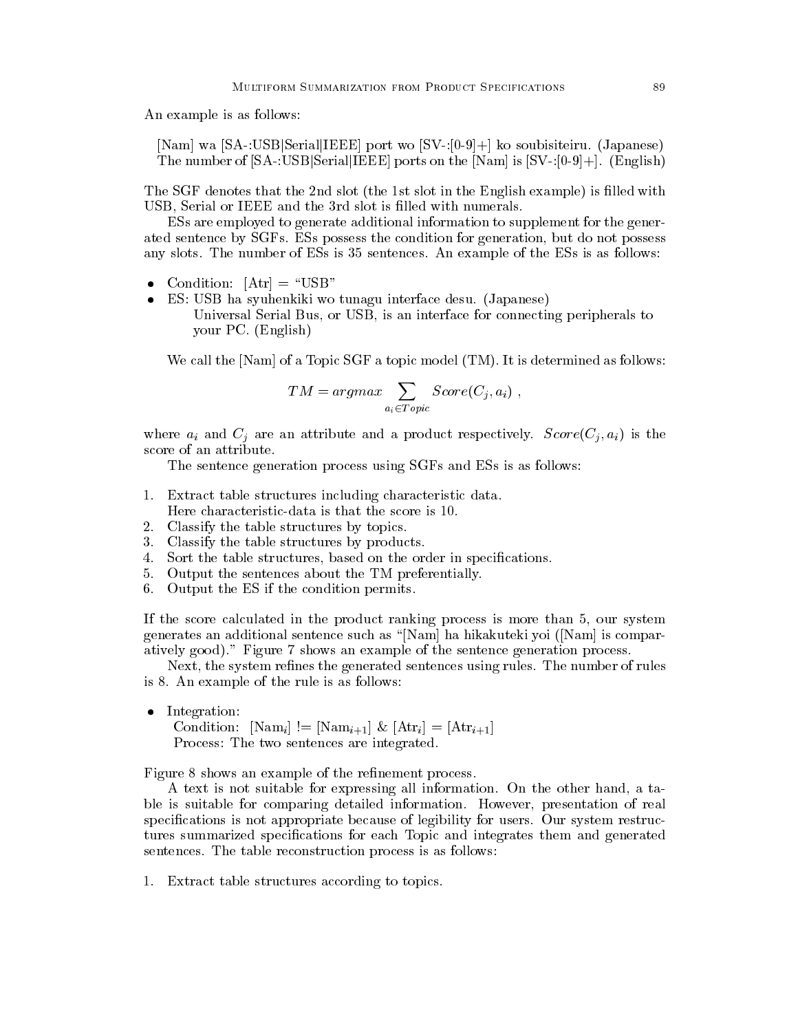An example is as follows:

> [Nam] wa [SA-:USB|Serial|IEEE] port wo [SV-:[0-9]+] ko soubisiteiru. (Japanese)
> The number of [SA-:USB|Serial|IEEE] ports on the [Nam] is [SV-:[0-9]+]. (English)

The SGF denotes that the 2nd slot (the 1st slot in the English example) is filled with USB, Serial or IEEE and the 3rd slot is filled with numerals.

ESs are employed to generate additional information to supplement for the generated sentence by SGFs. ESs possess the condition for generation, but do not possess any slots. The number of ESs is 35 sentences. An example of the ESs is as follows:

- Condition: [Atr] = "USB"
- ES: USB ha syuhenkiki wo tunagu interface desu. (Japanese)
  Universal Serial Bus, or USB, is an interface for connecting peripherals to your PC. (English)

We call the [Nam] of a Topic SGF a topic model (TM). It is determined as follows:

$$TM = argmax \sum_{a_i \in Topic} Score(C_j, a_i) \ ,$$

where $a_i$ and $C_j$ are an attribute and a product respectively. $Score(C_j, a_i)$ is the score of an attribute.

The sentence generation process using SGFs and ESs is as follows:

1. Extract table structures including characteristic data.
   Here characteristic-data is that the score is 10.
2. Classify the table structures by topics.
3. Classify the table structures by products.
4. Sort the table structures, based on the order in specifications.
5. Output the sentences about the TM preferentially.
6. Output the ES if the condition permits.

If the score calculated in the product ranking process is more than 5, our system generates an additional sentence such as "[Nam] ha hikakuteki yoi ([Nam] is comparatively good)." Figure 7 shows an example of the sentence generation process.

Next, the system refines the generated sentences using rules. The number of rules is 8. An example of the rule is as follows:

- Integration:
  Condition: [$\text{Nam}_i$] != [$\text{Nam}_{i+1}$] & [$\text{Atr}_i$] = [$\text{Atr}_{i+1}$]
  Process: The two sentences are integrated.

Figure 8 shows an example of the refinement process.

A text is not suitable for expressing all information. On the other hand, a table is suitable for comparing detailed information. However, presentation of real specifications is not appropriate because of legibility for users. Our system restructures summarized specifications for each Topic and integrates them and generated sentences. The table reconstruction process is as follows:

1. Extract table structures according to topics.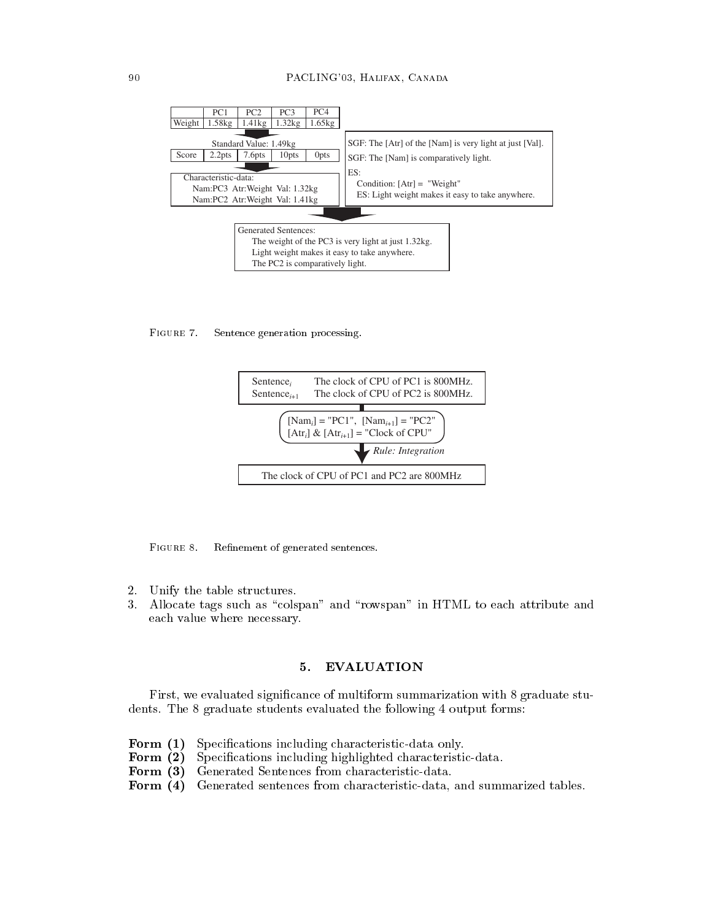| | PC1 | PC2 | PC3 | PC4 |
| --- | --- | --- | --- | --- |
| Weight | 1.58kg | 1.41kg | 1.32kg | 1.65kg |

Standard Value: 1.49kg

| Score | 2.2pts | 7.6pts | 10pts | 0pts |
| --- | --- | --- | --- | --- |

Characteristic-data:
  Nam:PC3 Atr:Weight Val: 1.32kg
  Nam:PC2 Atr:Weight Val: 1.41kg

SGF: The [Atr] of the [Nam] is very light at just [Val].
SGF: The [Nam] is comparatively light.
ES:
  Condition: [Atr] = "Weight"
  ES: Light weight makes it easy to take anywhere.

Generated Sentences:
  The weight of the PC3 is very light at just 1.32kg.
  Light weight makes it easy to take anywhere.
  The PC2 is comparatively light.

FIGURE 7. Sentence generation processing.

$\text{Sentence}_i$ The clock of CPU of PC1 is 800MHz.
$\text{Sentence}_{i+1}$ The clock of CPU of PC2 is 800MHz.

$[\text{Nam}_i]$ = "PC1", $[\text{Nam}_{i+1}]$ = "PC2"
$[\text{Atr}_i]$ & $[\text{Atr}_{i+1}]$ = "Clock of CPU"

*Rule: Integration*

The clock of CPU of PC1 and PC2 are 800MHz

FIGURE 8. Refinement of generated sentences.

2. Unify the table structures.
3. Allocate tags such as "colspan" and "rowspan" in HTML to each attribute and each value where necessary.

## 5. EVALUATION

First, we evaluated significance of multiform summarization with 8 graduate students. The 8 graduate students evaluated the following 4 output forms:

**Form (1)** Specifications including characteristic-data only.
**Form (2)** Specifications including highlighted characteristic-data.
**Form (3)** Generated Sentences from characteristic-data.
**Form (4)** Generated sentences from characteristic-data, and summarized tables.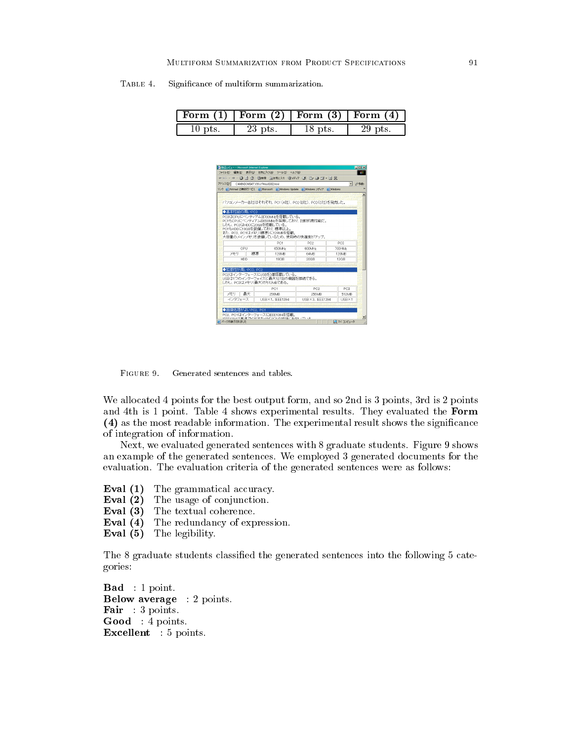Table 4. Significance of multiform summarization.

| Form (1) | Form (2) | Form (3) | Form (4) |
|---|---|---|---|
| 10 pts. | 23 pts. | 18 pts. | 29 pts. |

Figure 9. Generated sentences and tables.

We allocated 4 points for the best output form, and so 2nd is 3 points, 3rd is 2 points and 4th is 1 point. Table 4 shows experimental results. They evaluated the **Form (4)** as the most readable information. The experimental result shows the significance of integration of information.

Next, we evaluated generated sentences with 8 graduate students. Figure 9 shows an example of the generated sentences. We employed 3 generated documents for the evaluation. The evaluation criteria of the generated sentences were as follows:

**Eval (1)** The grammatical accuracy.
**Eval (2)** The usage of conjunction.
**Eval (3)** The textual coherence.
**Eval (4)** The redundancy of expression.
**Eval (5)** The legibility.

The 8 graduate students classified the generated sentences into the following 5 categories:

**Bad** : 1 point.
**Below average** : 2 points.
**Fair** : 3 points.
**Good** : 4 points.
**Excellent** : 5 points.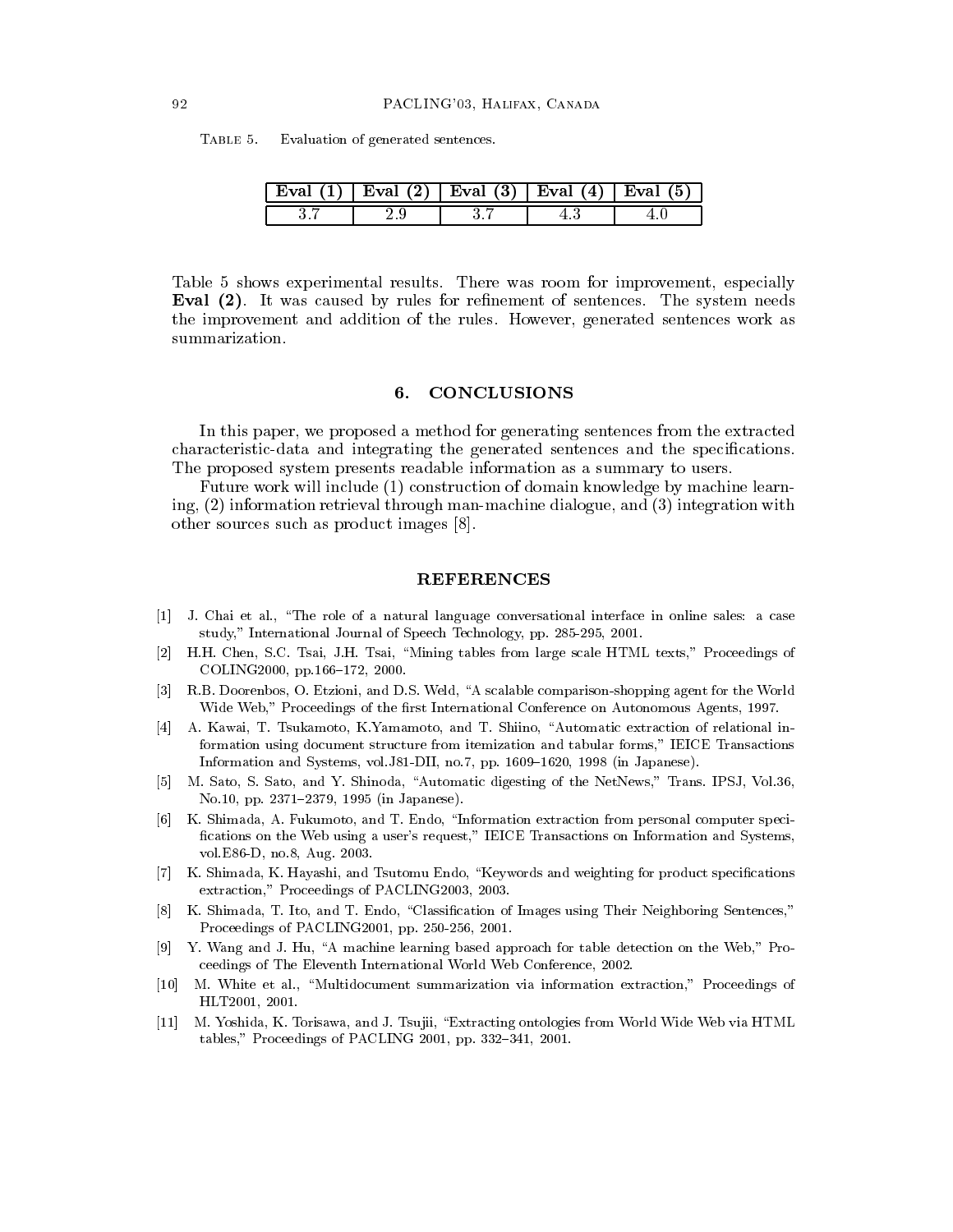Table 5. Evaluation of generated sentences.

| Eval (1) | Eval (2) | Eval (3) | Eval (4) | Eval (5) |
|---|---|---|---|---|
| 3.7 | 2.9 | 3.7 | 4.3 | 4.0 |

Table 5 shows experimental results. There was room for improvement, especially **Eval (2)**. It was caused by rules for refinement of sentences. The system needs the improvement and addition of the rules. However, generated sentences work as summarization.

## 6. CONCLUSIONS

In this paper, we proposed a method for generating sentences from the extracted characteristic-data and integrating the generated sentences and the specifications. The proposed system presents readable information as a summary to users.

Future work will include (1) construction of domain knowledge by machine learning, (2) information retrieval through man-machine dialogue, and (3) integration with other sources such as product images [8].

## REFERENCES

[1] J. Chai et al., "The role of a natural language conversational interface in online sales: a case study," International Journal of Speech Technology, pp. 285-295, 2001.

[2] H.H. Chen, S.C. Tsai, J.H. Tsai, "Mining tables from large scale HTML texts," Proceedings of COLING2000, pp.166–172, 2000.

[3] R.B. Doorenbos, O. Etzioni, and D.S. Weld, "A scalable comparison-shopping agent for the World Wide Web," Proceedings of the first International Conference on Autonomous Agents, 1997.

[4] A. Kawai, T. Tsukamoto, K.Yamamoto, and T. Shiino, "Automatic extraction of relational information using document structure from itemization and tabular forms," IEICE Transactions Information and Systems, vol.J81-DII, no.7, pp. 1609–1620, 1998 (in Japanese).

[5] M. Sato, S. Sato, and Y. Shinoda, "Automatic digesting of the NetNews," Trans. IPSJ, Vol.36, No.10, pp. 2371–2379, 1995 (in Japanese).

[6] K. Shimada, A. Fukumoto, and T. Endo, "Information extraction from personal computer specifications on the Web using a user's request," IEICE Transactions on Information and Systems, vol.E86-D, no.8, Aug. 2003.

[7] K. Shimada, K. Hayashi, and Tsutomu Endo, "Keywords and weighting for product specifications extraction," Proceedings of PACLING2003, 2003.

[8] K. Shimada, T. Ito, and T. Endo, "Classification of Images using Their Neighboring Sentences," Proceedings of PACLING2001, pp. 250-256, 2001.

[9] Y. Wang and J. Hu, "A machine learning based approach for table detection on the Web," Proceedings of The Eleventh International World Web Conference, 2002.

[10] M. White et al., "Multidocument summarization via information extraction," Proceedings of HLT2001, 2001.

[11] M. Yoshida, K. Torisawa, and J. Tsujii, "Extracting ontologies from World Wide Web via HTML tables," Proceedings of PACLING 2001, pp. 332–341, 2001.